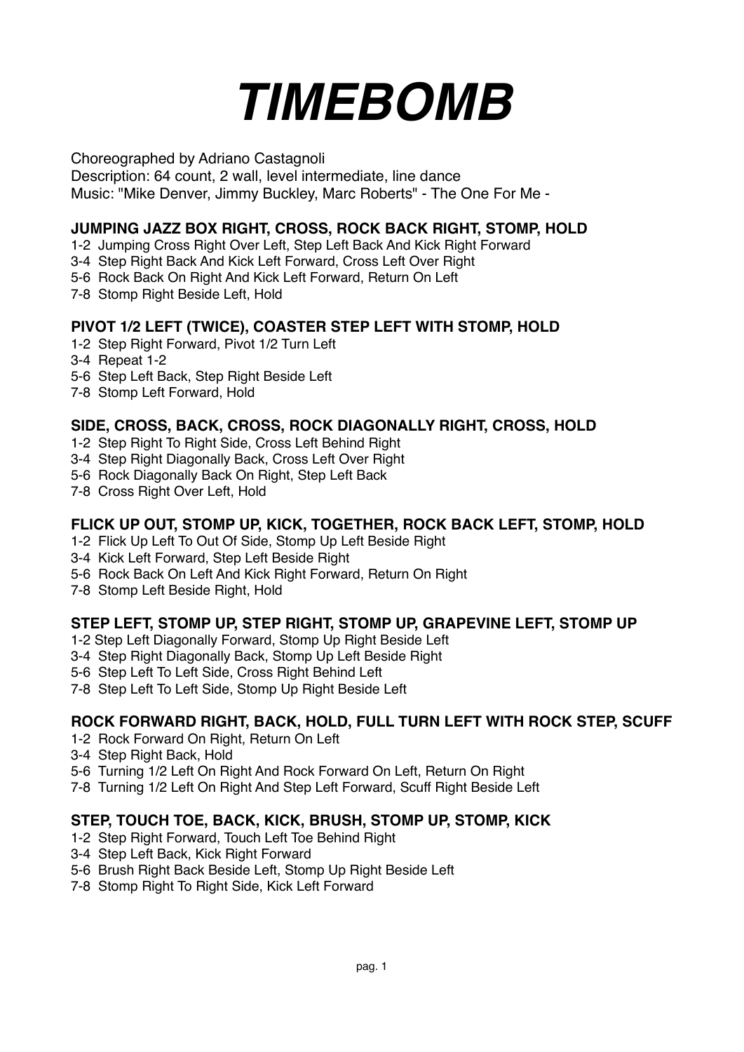# *TIMEBOMB*

Choreographed by Adriano Castagnoli
Description: 64 count, 2 wall, level intermediate, line dance
Music: "Mike Denver, Jimmy Buckley, Marc Roberts" - The One For Me -

### JUMPING JAZZ BOX RIGHT, CROSS, ROCK BACK RIGHT, STOMP, HOLD

1-2 Jumping Cross Right Over Left, Step Left Back And Kick Right Forward
3-4 Step Right Back And Kick Left Forward, Cross Left Over Right
5-6 Rock Back On Right And Kick Left Forward, Return On Left
7-8 Stomp Right Beside Left, Hold

### PIVOT 1/2 LEFT (TWICE), COASTER STEP LEFT WITH STOMP, HOLD

1-2 Step Right Forward, Pivot 1/2 Turn Left
3-4 Repeat 1-2
5-6 Step Left Back, Step Right Beside Left
7-8 Stomp Left Forward, Hold

### SIDE, CROSS, BACK, CROSS, ROCK DIAGONALLY RIGHT, CROSS, HOLD

1-2 Step Right To Right Side, Cross Left Behind Right
3-4 Step Right Diagonally Back, Cross Left Over Right
5-6 Rock Diagonally Back On Right, Step Left Back
7-8 Cross Right Over Left, Hold

### FLICK UP OUT, STOMP UP, KICK, TOGETHER, ROCK BACK LEFT, STOMP, HOLD

1-2 Flick Up Left To Out Of Side, Stomp Up Left Beside Right
3-4 Kick Left Forward, Step Left Beside Right
5-6 Rock Back On Left And Kick Right Forward, Return On Right
7-8 Stomp Left Beside Right, Hold

### STEP LEFT, STOMP UP, STEP RIGHT, STOMP UP, GRAPEVINE LEFT, STOMP UP

1-2 Step Left Diagonally Forward, Stomp Up Right Beside Left
3-4 Step Right Diagonally Back, Stomp Up Left Beside Right
5-6 Step Left To Left Side, Cross Right Behind Left
7-8 Step Left To Left Side, Stomp Up Right Beside Left

### ROCK FORWARD RIGHT, BACK, HOLD, FULL TURN LEFT WITH ROCK STEP, SCUFF

1-2 Rock Forward On Right, Return On Left
3-4 Step Right Back, Hold
5-6 Turning 1/2 Left On Right And Rock Forward On Left, Return On Right
7-8 Turning 1/2 Left On Right And Step Left Forward, Scuff Right Beside Left

### STEP, TOUCH TOE, BACK, KICK, BRUSH, STOMP UP, STOMP, KICK

1-2 Step Right Forward, Touch Left Toe Behind Right
3-4 Step Left Back, Kick Right Forward
5-6 Brush Right Back Beside Left, Stomp Up Right Beside Left
7-8 Stomp Right To Right Side, Kick Left Forward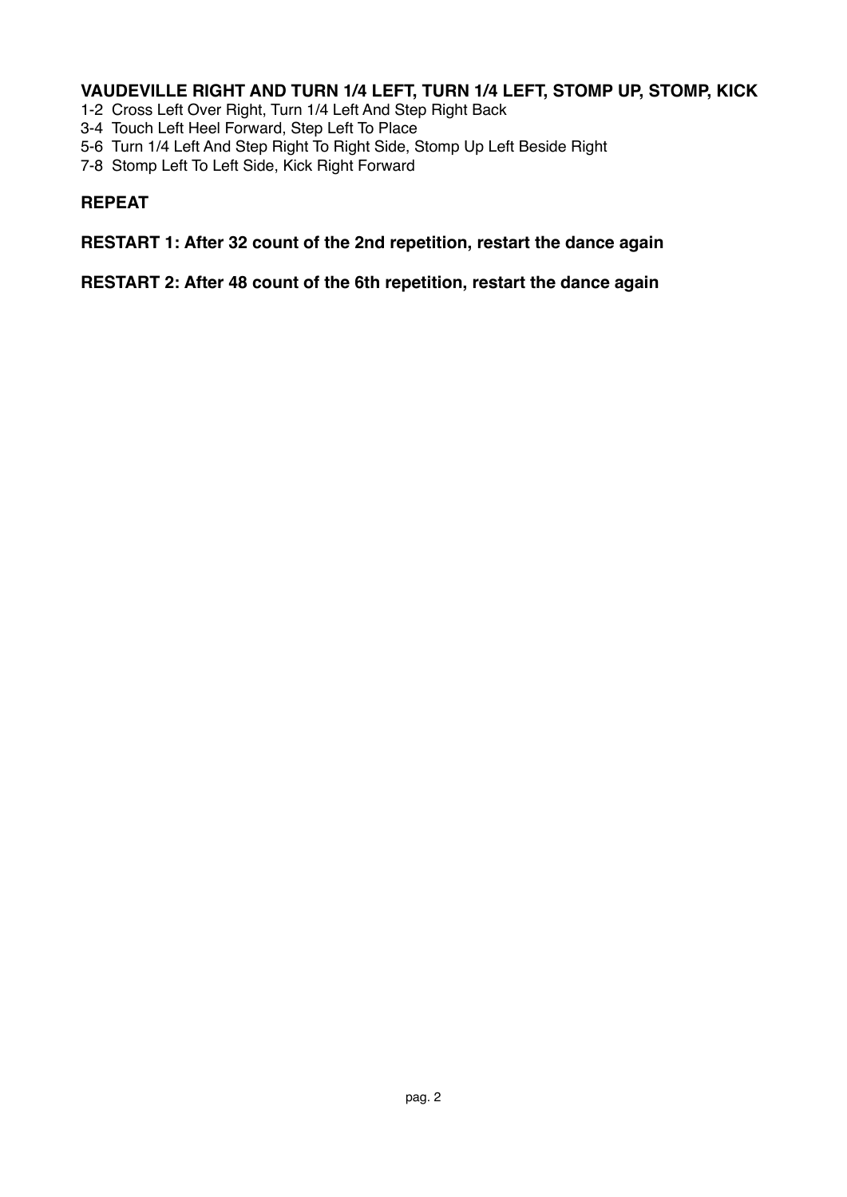**VAUDEVILLE RIGHT AND TURN 1/4 LEFT, TURN 1/4 LEFT, STOMP UP, STOMP, KICK**

1-2 Cross Left Over Right, Turn 1/4 Left And Step Right Back
3-4 Touch Left Heel Forward, Step Left To Place
5-6 Turn 1/4 Left And Step Right To Right Side, Stomp Up Left Beside Right
7-8 Stomp Left To Left Side, Kick Right Forward

**REPEAT**

**RESTART 1: After 32 count of the 2nd repetition, restart the dance again**

**RESTART 2: After 48 count of the 6th repetition, restart the dance again**